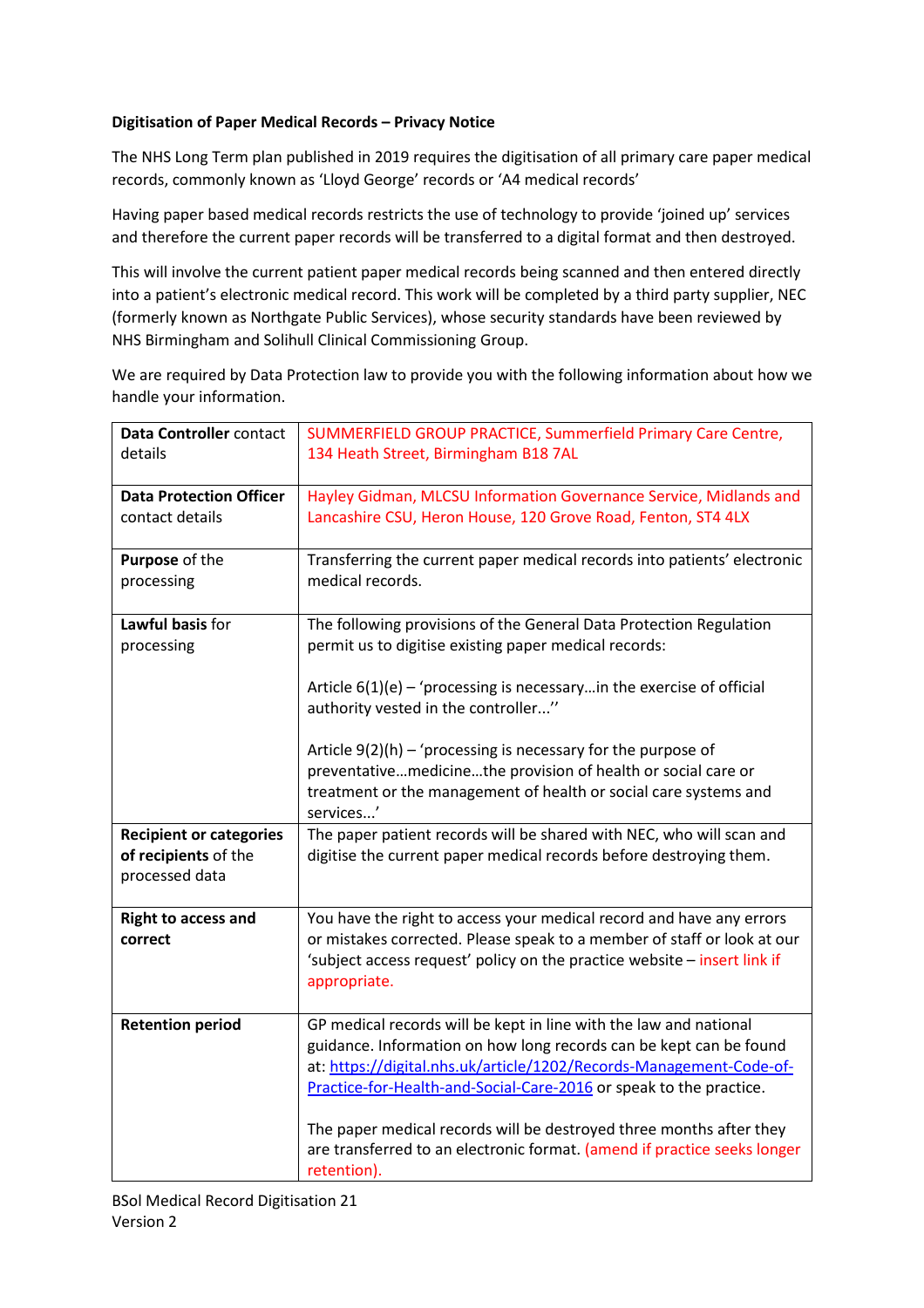**Digitisation of Paper Medical Records – Privacy Notice**

The NHS Long Term plan published in 2019 requires the digitisation of all primary care paper medical records, commonly known as 'Lloyd George' records or 'A4 medical records'

Having paper based medical records restricts the use of technology to provide 'joined up' services and therefore the current paper records will be transferred to a digital format and then destroyed.

This will involve the current patient paper medical records being scanned and then entered directly into a patient's electronic medical record. This work will be completed by a third party supplier, NEC (formerly known as Northgate Public Services), whose security standards have been reviewed by NHS Birmingham and Solihull Clinical Commissioning Group.

We are required by Data Protection law to provide you with the following information about how we handle your information.

| | |
|---|---|
| **Data Controller** contact details | SUMMERFIELD GROUP PRACTICE, Summerfield Primary Care Centre, 134 Heath Street, Birmingham B18 7AL |
| **Data Protection Officer** contact details | Hayley Gidman, MLCSU Information Governance Service, Midlands and Lancashire CSU, Heron House, 120 Grove Road, Fenton, ST4 4LX |
| **Purpose** of the processing | Transferring the current paper medical records into patients' electronic medical records. |
| **Lawful basis** for processing | The following provisions of the General Data Protection Regulation permit us to digitise existing paper medical records:<br><br>Article 6(1)(e) – 'processing is necessary…in the exercise of official authority vested in the controller...''<br><br>Article 9(2)(h) – 'processing is necessary for the purpose of preventative…medicine…the provision of health or social care or treatment or the management of health or social care systems and services...' |
| **Recipient or categories of recipients** of the processed data | The paper patient records will be shared with NEC, who will scan and digitise the current paper medical records before destroying them. |
| **Right to access and correct** | You have the right to access your medical record and have any errors or mistakes corrected. Please speak to a member of staff or look at our 'subject access request' policy on the practice website – insert link if appropriate. |
| **Retention period** | GP medical records will be kept in line with the law and national guidance. Information on how long records can be kept can be found at: [https://digital.nhs.uk/article/1202/Records-Management-Code-of-Practice-for-Health-and-Social-Care-2016](https://digital.nhs.uk/article/1202/Records-Management-Code-of-Practice-for-Health-and-Social-Care-2016) or speak to the practice.<br><br>The paper medical records will be destroyed three months after they are transferred to an electronic format. (amend if practice seeks longer retention). |

BSol Medical Record Digitisation 21
Version 2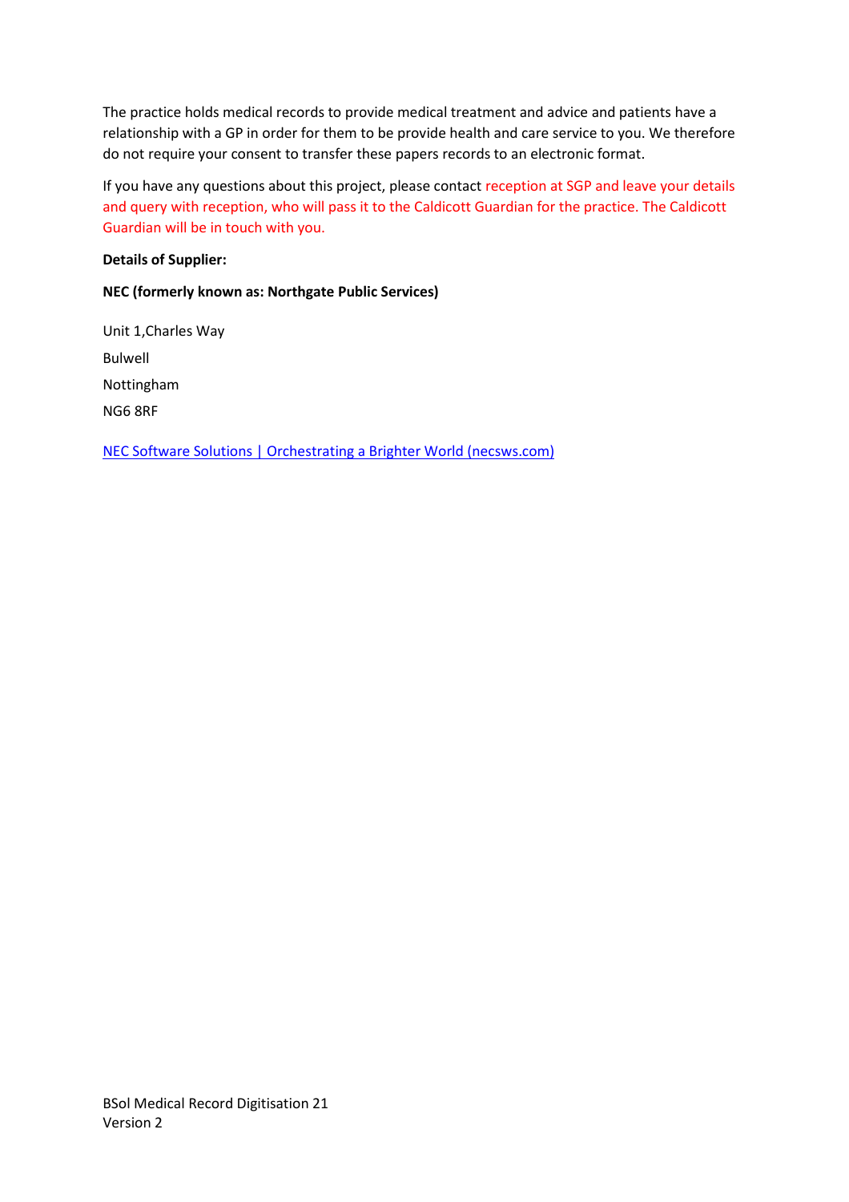The practice holds medical records to provide medical treatment and advice and patients have a relationship with a GP in order for them to be provide health and care service to you. We therefore do not require your consent to transfer these papers records to an electronic format.

If you have any questions about this project, please contact reception at SGP and leave your details and query with reception, who will pass it to the Caldicott Guardian for the practice. The Caldicott Guardian will be in touch with you.

**Details of Supplier:**

**NEC (formerly known as: Northgate Public Services)**

Unit 1,Charles Way

Bulwell

Nottingham

NG6 8RF

NEC Software Solutions | Orchestrating a Brighter World (necsws.com)

BSol Medical Record Digitisation 21
Version 2